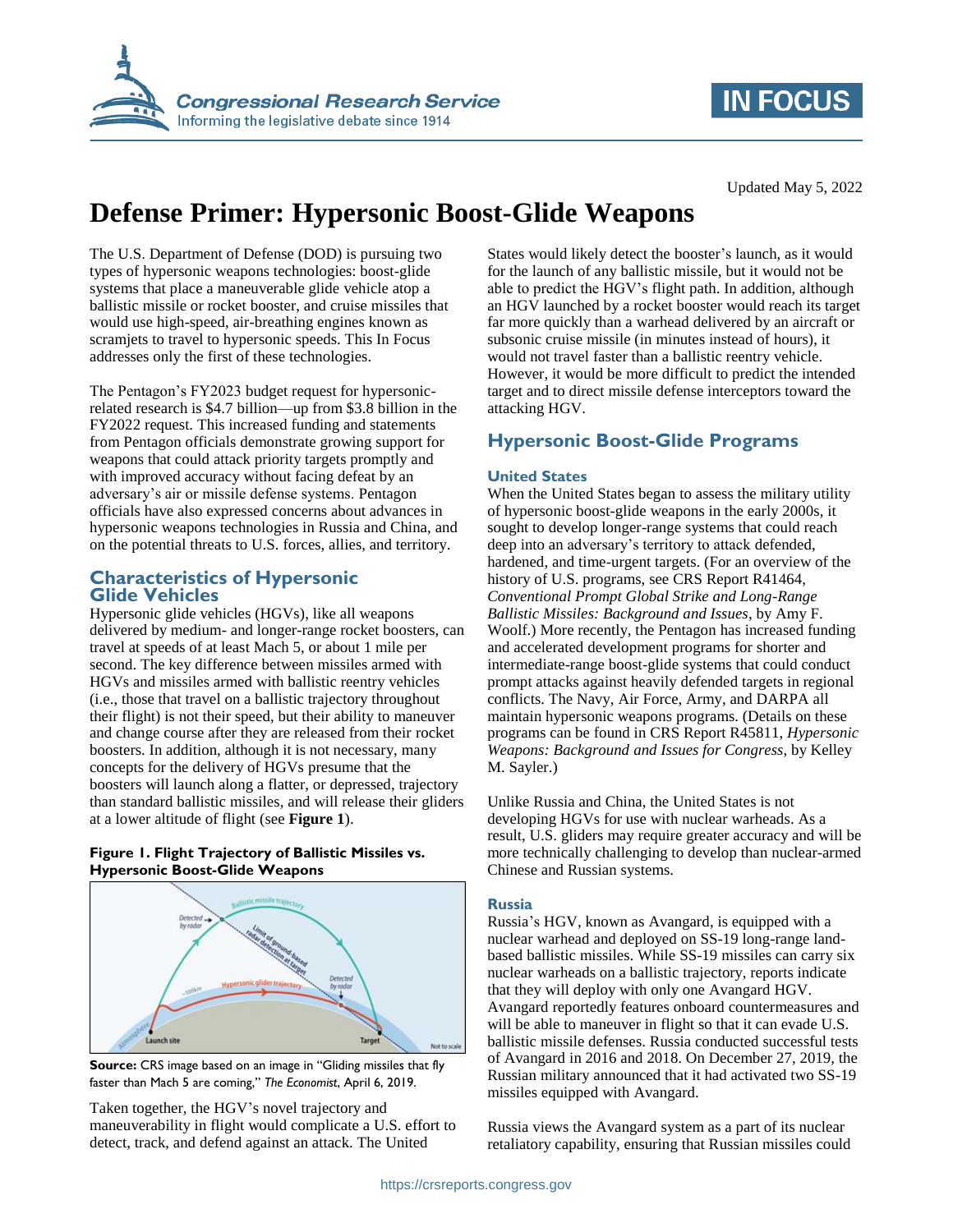Updated May 5, 2022

# Defense Primer: Hypersonic Boost-Glide Weapons

The U.S. Department of Defense (DOD) is pursuing two types of hypersonic weapons technologies: boost-glide systems that place a maneuverable glide vehicle atop a ballistic missile or rocket booster, and cruise missiles that would use high-speed, air-breathing engines known as scramjets to travel to hypersonic speeds. This In Focus addresses only the first of these technologies.

The Pentagon's FY2023 budget request for hypersonic-related research is $4.7 billion—up from $3.8 billion in the FY2022 request. This increased funding and statements from Pentagon officials demonstrate growing support for weapons that could attack priority targets promptly and with improved accuracy without facing defeat by an adversary's air or missile defense systems. Pentagon officials have also expressed concerns about advances in hypersonic weapons technologies in Russia and China, and on the potential threats to U.S. forces, allies, and territory.

## Characteristics of Hypersonic Glide Vehicles

Hypersonic glide vehicles (HGVs), like all weapons delivered by medium- and longer-range rocket boosters, can travel at speeds of at least Mach 5, or about 1 mile per second. The key difference between missiles armed with HGVs and missiles armed with ballistic reentry vehicles (i.e., those that travel on a ballistic trajectory throughout their flight) is not their speed, but their ability to maneuver and change course after they are released from their rocket boosters. In addition, although it is not necessary, many concepts for the delivery of HGVs presume that the boosters will launch along a flatter, or depressed, trajectory than standard ballistic missiles, and will release their gliders at a lower altitude of flight (see **Figure 1**).

**Figure 1. Flight Trajectory of Ballistic Missiles vs. Hypersonic Boost-Glide Weapons**

**Source:** CRS image based on an image in "Gliding missiles that fly faster than Mach 5 are coming," *The Economist*, April 6, 2019.

Taken together, the HGV's novel trajectory and maneuverability in flight would complicate a U.S. effort to detect, track, and defend against an attack. The United States would likely detect the booster's launch, as it would for the launch of any ballistic missile, but it would not be able to predict the HGV's flight path. In addition, although an HGV launched by a rocket booster would reach its target far more quickly than a warhead delivered by an aircraft or subsonic cruise missile (in minutes instead of hours), it would not travel faster than a ballistic reentry vehicle. However, it would be more difficult to predict the intended target and to direct missile defense interceptors toward the attacking HGV.

## Hypersonic Boost-Glide Programs

### United States

When the United States began to assess the military utility of hypersonic boost-glide weapons in the early 2000s, it sought to develop longer-range systems that could reach deep into an adversary's territory to attack defended, hardened, and time-urgent targets. (For an overview of the history of U.S. programs, see CRS Report R41464, *Conventional Prompt Global Strike and Long-Range Ballistic Missiles: Background and Issues*, by Amy F. Woolf.) More recently, the Pentagon has increased funding and accelerated development programs for shorter and intermediate-range boost-glide systems that could conduct prompt attacks against heavily defended targets in regional conflicts. The Navy, Air Force, Army, and DARPA all maintain hypersonic weapons programs. (Details on these programs can be found in CRS Report R45811, *Hypersonic Weapons: Background and Issues for Congress*, by Kelley M. Sayler.)

Unlike Russia and China, the United States is not developing HGVs for use with nuclear warheads. As a result, U.S. gliders may require greater accuracy and will be more technically challenging to develop than nuclear-armed Chinese and Russian systems.

### Russia

Russia's HGV, known as Avangard, is equipped with a nuclear warhead and deployed on SS-19 long-range land-based ballistic missiles. While SS-19 missiles can carry six nuclear warheads on a ballistic trajectory, reports indicate that they will deploy with only one Avangard HGV. Avangard reportedly features onboard countermeasures and will be able to maneuver in flight so that it can evade U.S. ballistic missile defenses. Russia conducted successful tests of Avangard in 2016 and 2018. On December 27, 2019, the Russian military announced that it had activated two SS-19 missiles equipped with Avangard.

Russia views the Avangard system as a part of its nuclear retaliatory capability, ensuring that Russian missiles could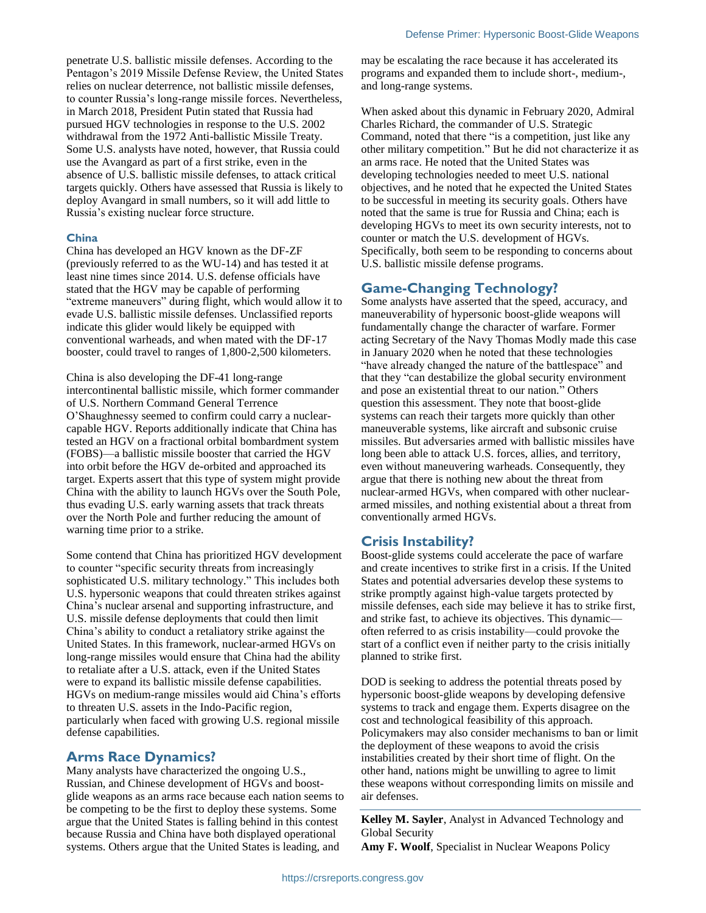penetrate U.S. ballistic missile defenses. According to the Pentagon's 2019 Missile Defense Review, the United States relies on nuclear deterrence, not ballistic missile defenses, to counter Russia's long-range missile forces. Nevertheless, in March 2018, President Putin stated that Russia had pursued HGV technologies in response to the U.S. 2002 withdrawal from the 1972 Anti-ballistic Missile Treaty. Some U.S. analysts have noted, however, that Russia could use the Avangard as part of a first strike, even in the absence of U.S. ballistic missile defenses, to attack critical targets quickly. Others have assessed that Russia is likely to deploy Avangard in small numbers, so it will add little to Russia's existing nuclear force structure.

### China

China has developed an HGV known as the DF-ZF (previously referred to as the WU-14) and has tested it at least nine times since 2014. U.S. defense officials have stated that the HGV may be capable of performing "extreme maneuvers" during flight, which would allow it to evade U.S. ballistic missile defenses. Unclassified reports indicate this glider would likely be equipped with conventional warheads, and when mated with the DF-17 booster, could travel to ranges of 1,800-2,500 kilometers.

China is also developing the DF-41 long-range intercontinental ballistic missile, which former commander of U.S. Northern Command General Terrence O'Shaughnessy seemed to confirm could carry a nuclear-capable HGV. Reports additionally indicate that China has tested an HGV on a fractional orbital bombardment system (FOBS)—a ballistic missile booster that carried the HGV into orbit before the HGV de-orbited and approached its target. Experts assert that this type of system might provide China with the ability to launch HGVs over the South Pole, thus evading U.S. early warning assets that track threats over the North Pole and further reducing the amount of warning time prior to a strike.

Some contend that China has prioritized HGV development to counter "specific security threats from increasingly sophisticated U.S. military technology." This includes both U.S. hypersonic weapons that could threaten strikes against China's nuclear arsenal and supporting infrastructure, and U.S. missile defense deployments that could then limit China's ability to conduct a retaliatory strike against the United States. In this framework, nuclear-armed HGVs on long-range missiles would ensure that China had the ability to retaliate after a U.S. attack, even if the United States were to expand its ballistic missile defense capabilities. HGVs on medium-range missiles would aid China's efforts to threaten U.S. assets in the Indo-Pacific region, particularly when faced with growing U.S. regional missile defense capabilities.

## Arms Race Dynamics?

Many analysts have characterized the ongoing U.S., Russian, and Chinese development of HGVs and boost-glide weapons as an arms race because each nation seems to be competing to be the first to deploy these systems. Some argue that the United States is falling behind in this contest because Russia and China have both displayed operational systems. Others argue that the United States is leading, and may be escalating the race because it has accelerated its programs and expanded them to include short-, medium-, and long-range systems.

When asked about this dynamic in February 2020, Admiral Charles Richard, the commander of U.S. Strategic Command, noted that there "is a competition, just like any other military competition." But he did not characterize it as an arms race. He noted that the United States was developing technologies needed to meet U.S. national objectives, and he noted that he expected the United States to be successful in meeting its security goals. Others have noted that the same is true for Russia and China; each is developing HGVs to meet its own security interests, not to counter or match the U.S. development of HGVs. Specifically, both seem to be responding to concerns about U.S. ballistic missile defense programs.

## Game-Changing Technology?

Some analysts have asserted that the speed, accuracy, and maneuverability of hypersonic boost-glide weapons will fundamentally change the character of warfare. Former acting Secretary of the Navy Thomas Modly made this case in January 2020 when he noted that these technologies "have already changed the nature of the battlespace" and that they "can destabilize the global security environment and pose an existential threat to our nation." Others question this assessment. They note that boost-glide systems can reach their targets more quickly than other maneuverable systems, like aircraft and subsonic cruise missiles. But adversaries armed with ballistic missiles have long been able to attack U.S. forces, allies, and territory, even without maneuvering warheads. Consequently, they argue that there is nothing new about the threat from nuclear-armed HGVs, when compared with other nuclear-armed missiles, and nothing existential about a threat from conventionally armed HGVs.

## Crisis Instability?

Boost-glide systems could accelerate the pace of warfare and create incentives to strike first in a crisis. If the United States and potential adversaries develop these systems to strike promptly against high-value targets protected by missile defenses, each side may believe it has to strike first, and strike fast, to achieve its objectives. This dynamic—often referred to as crisis instability—could provoke the start of a conflict even if neither party to the crisis initially planned to strike first.

DOD is seeking to address the potential threats posed by hypersonic boost-glide weapons by developing defensive systems to track and engage them. Experts disagree on the cost and technological feasibility of this approach. Policymakers may also consider mechanisms to ban or limit the deployment of these weapons to avoid the crisis instabilities created by their short time of flight. On the other hand, nations might be unwilling to agree to limit these weapons without corresponding limits on missile and air defenses.

**Kelley M. Sayler**, Analyst in Advanced Technology and Global Security

**Amy F. Woolf**, Specialist in Nuclear Weapons Policy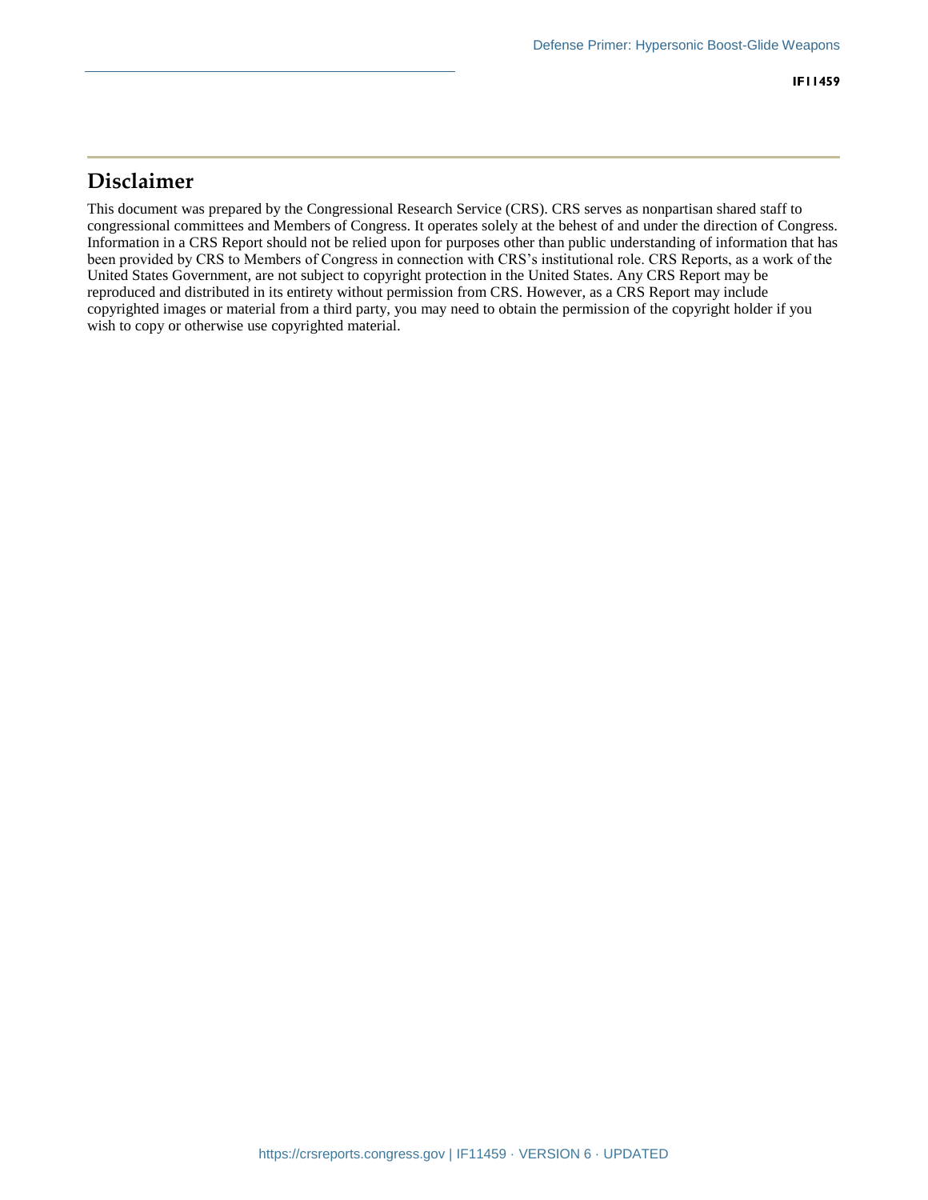## Disclaimer

This document was prepared by the Congressional Research Service (CRS). CRS serves as nonpartisan shared staff to congressional committees and Members of Congress. It operates solely at the behest of and under the direction of Congress. Information in a CRS Report should not be relied upon for purposes other than public understanding of information that has been provided by CRS to Members of Congress in connection with CRS's institutional role. CRS Reports, as a work of the United States Government, are not subject to copyright protection in the United States. Any CRS Report may be reproduced and distributed in its entirety without permission from CRS. However, as a CRS Report may include copyrighted images or material from a third party, you may need to obtain the permission of the copyright holder if you wish to copy or otherwise use copyrighted material.